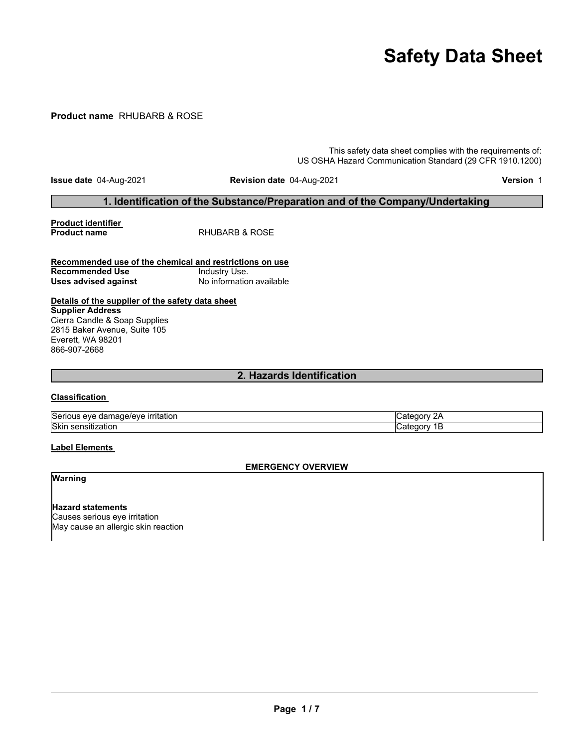# Safety Data Sheet

**Product name** RHUBARB & ROSE

This safety data sheet complies with the requirements of:
US OSHA Hazard Communication Standard (29 CFR 1910.1200)

**Issue date** 04-Aug-2021 **Revision date** 04-Aug-2021 **Version** 1

## 1. Identification of the Substance/Preparation and of the Company/Undertaking

**Product identifier**

**Product name** RHUBARB & ROSE

**Recommended use of the chemical and restrictions on use**

**Recommended Use** Industry Use.

**Uses advised against** No information available

**Details of the supplier of the safety data sheet**

**Supplier Address**
Cierra Candle & Soap Supplies
2815 Baker Avenue, Suite 105
Everett, WA 98201
866-907-2668

## 2. Hazards Identification

**Classification**

| | |
|---|---|
| Serious eye damage/eye irritation | Category 2A |
| Skin sensitization | Category 1B |

**Label Elements**

**EMERGENCY OVERVIEW**

**Warning**

**Hazard statements**
Causes serious eye irritation
May cause an allergic skin reaction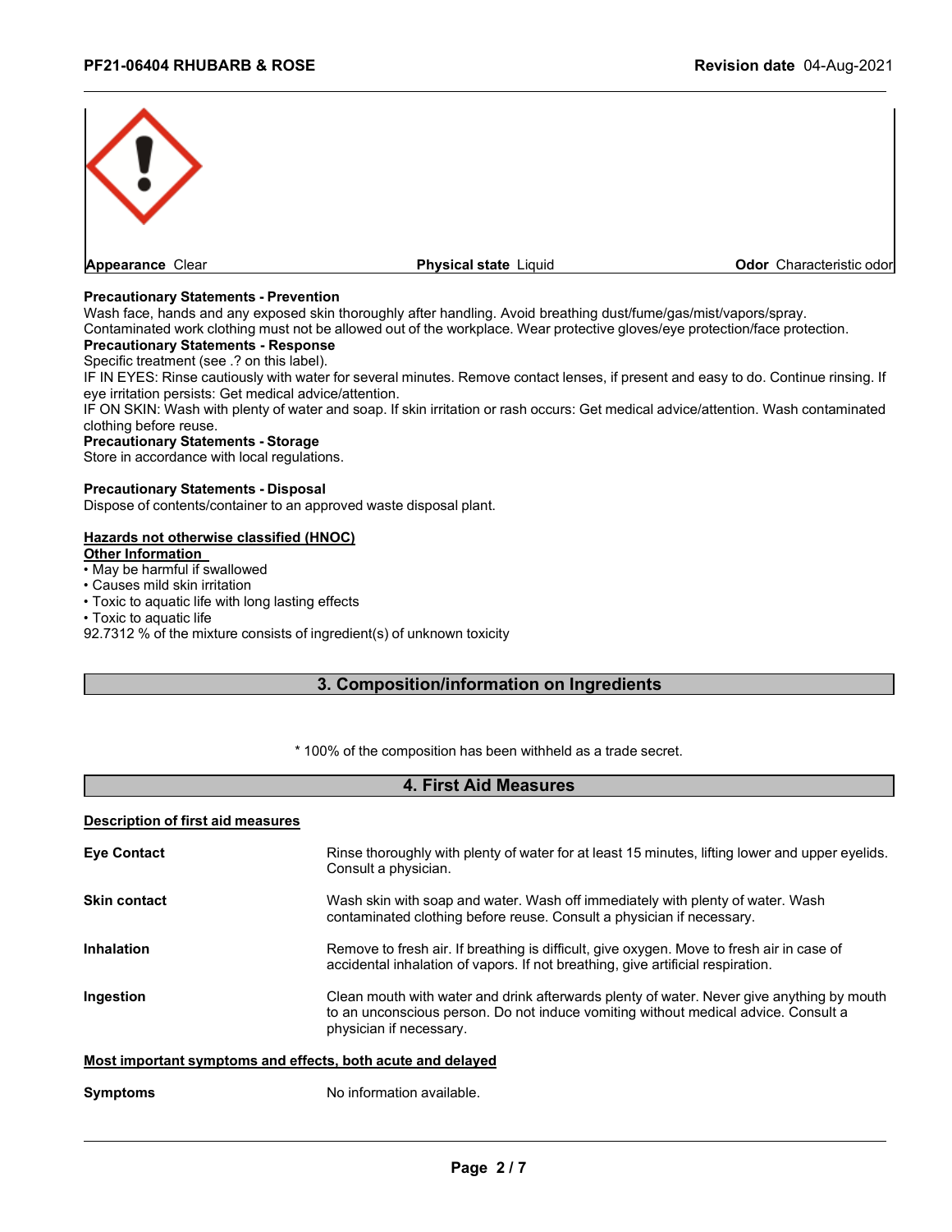| Appearance Clear | Physical state Liquid | Odor Characteristic odor |
| --- | --- | --- |

**Precautionary Statements - Prevention**
Wash face, hands and any exposed skin thoroughly after handling. Avoid breathing dust/fume/gas/mist/vapors/spray.
Contaminated work clothing must not be allowed out of the workplace. Wear protective gloves/eye protection/face protection.

**Precautionary Statements - Response**
Specific treatment (see .? on this label).
IF IN EYES: Rinse cautiously with water for several minutes. Remove contact lenses, if present and easy to do. Continue rinsing. If eye irritation persists: Get medical advice/attention.
IF ON SKIN: Wash with plenty of water and soap. If skin irritation or rash occurs: Get medical advice/attention. Wash contaminated clothing before reuse.

**Precautionary Statements - Storage**
Store in accordance with local regulations.

**Precautionary Statements - Disposal**
Dispose of contents/container to an approved waste disposal plant.

**Hazards not otherwise classified (HNOC)**

**Other Information**

- May be harmful if swallowed
- Causes mild skin irritation
- Toxic to aquatic life with long lasting effects
- Toxic to aquatic life

92.7312 % of the mixture consists of ingredient(s) of unknown toxicity

## 3. Composition/information on Ingredients

* 100% of the composition has been withheld as a trade secret.

## 4. First Aid Measures

**Description of first aid measures**

| | |
| --- | --- |
| **Eye Contact** | Rinse thoroughly with plenty of water for at least 15 minutes, lifting lower and upper eyelids. Consult a physician. |
| **Skin contact** | Wash skin with soap and water. Wash off immediately with plenty of water. Wash contaminated clothing before reuse. Consult a physician if necessary. |
| **Inhalation** | Remove to fresh air. If breathing is difficult, give oxygen. Move to fresh air in case of accidental inhalation of vapors. If not breathing, give artificial respiration. |
| **Ingestion** | Clean mouth with water and drink afterwards plenty of water. Never give anything by mouth to an unconscious person. Do not induce vomiting without medical advice. Consult a physician if necessary. |

**Most important symptoms and effects, both acute and delayed**

| | |
| --- | --- |
| **Symptoms** | No information available. |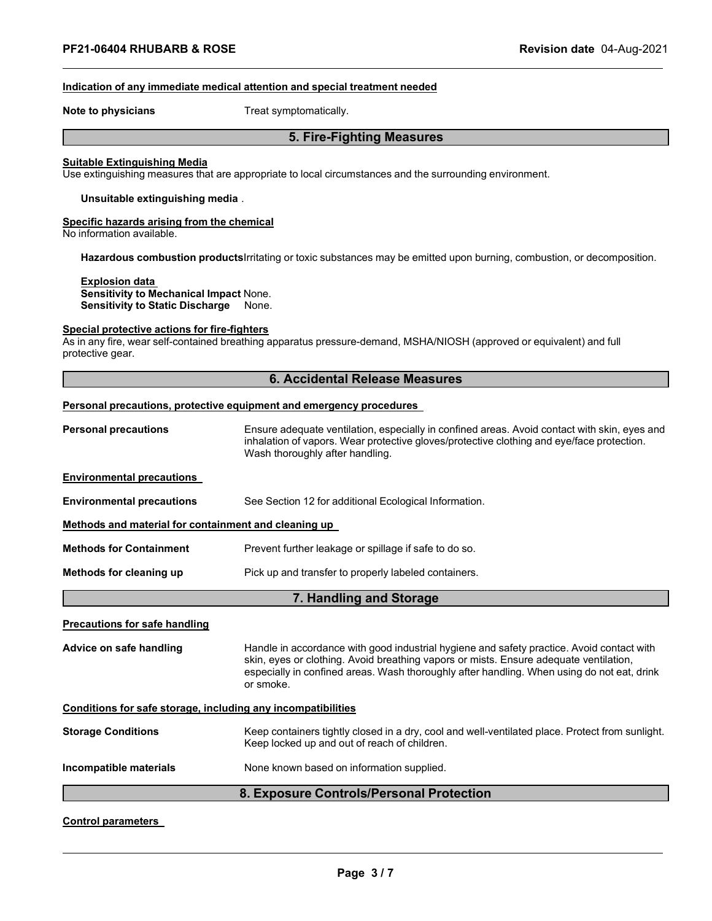### Indication of any immediate medical attention and special treatment needed

**Note to physicians** Treat symptomatically.

## 5. Fire-Fighting Measures

### Suitable Extinguishing Media

Use extinguishing measures that are appropriate to local circumstances and the surrounding environment.

**Unsuitable extinguishing media** .

### Specific hazards arising from the chemical

No information available.

**Hazardous combustion products** Irritating or toxic substances may be emitted upon burning, combustion, or decomposition.

**Explosion data**
**Sensitivity to Mechanical Impact** None.
**Sensitivity to Static Discharge** None.

### Special protective actions for fire-fighters

As in any fire, wear self-contained breathing apparatus pressure-demand, MSHA/NIOSH (approved or equivalent) and full protective gear.

## 6. Accidental Release Measures

### Personal precautions, protective equipment and emergency procedures

**Personal precautions** Ensure adequate ventilation, especially in confined areas. Avoid contact with skin, eyes and inhalation of vapors. Wear protective gloves/protective clothing and eye/face protection. Wash thoroughly after handling.

### Environmental precautions

**Environmental precautions** See Section 12 for additional Ecological Information.

### Methods and material for containment and cleaning up

**Methods for Containment** Prevent further leakage or spillage if safe to do so.

**Methods for cleaning up** Pick up and transfer to properly labeled containers.

## 7. Handling and Storage

### Precautions for safe handling

**Advice on safe handling** Handle in accordance with good industrial hygiene and safety practice. Avoid contact with skin, eyes or clothing. Avoid breathing vapors or mists. Ensure adequate ventilation, especially in confined areas. Wash thoroughly after handling. When using do not eat, drink or smoke.

### Conditions for safe storage, including any incompatibilities

**Storage Conditions** Keep containers tightly closed in a dry, cool and well-ventilated place. Protect from sunlight. Keep locked up and out of reach of children.

**Incompatible materials** None known based on information supplied.

## 8. Exposure Controls/Personal Protection

### Control parameters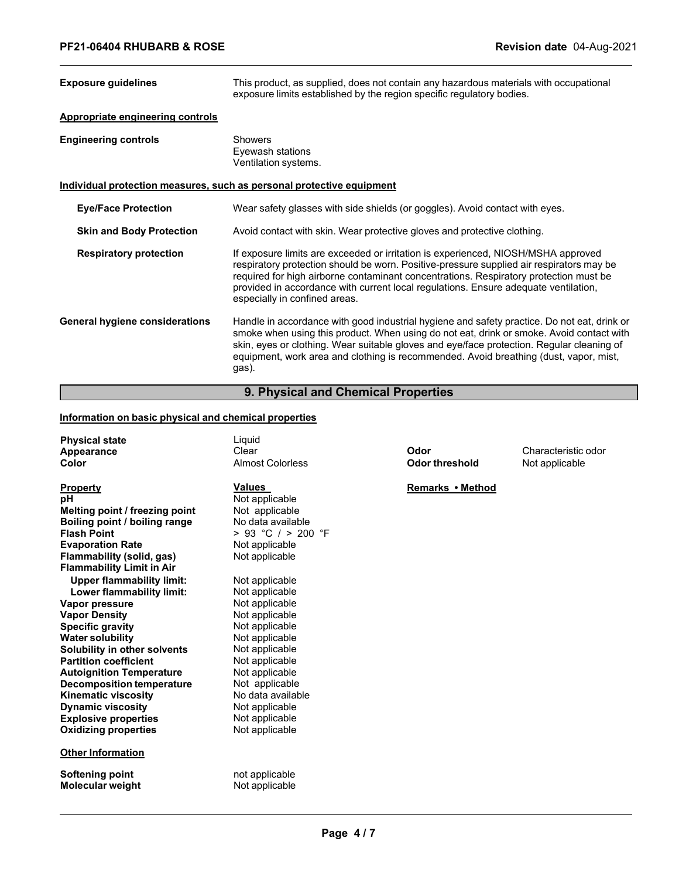| | |
|---|---|
| **Exposure guidelines** | This product, as supplied, does not contain any hazardous materials with occupational exposure limits established by the region specific regulatory bodies. |

**Appropriate engineering controls**

| | |
|---|---|
| **Engineering controls** | Showers<br>Eyewash stations<br>Ventilation systems. |

**Individual protection measures, such as personal protective equipment**

| | |
|---|---|
| **Eye/Face Protection** | Wear safety glasses with side shields (or goggles). Avoid contact with eyes. |
| **Skin and Body Protection** | Avoid contact with skin. Wear protective gloves and protective clothing. |
| **Respiratory protection** | If exposure limits are exceeded or irritation is experienced, NIOSH/MSHA approved respiratory protection should be worn. Positive-pressure supplied air respirators may be required for high airborne contaminant concentrations. Respiratory protection must be provided in accordance with current local regulations. Ensure adequate ventilation, especially in confined areas. |
| **General hygiene considerations** | Handle in accordance with good industrial hygiene and safety practice. Do not eat, drink or smoke when using this product. When using do not eat, drink or smoke. Avoid contact with skin, eyes or clothing. Wear suitable gloves and eye/face protection. Regular cleaning of equipment, work area and clothing is recommended. Avoid breathing (dust, vapor, mist, gas). |

## 9. Physical and Chemical Properties

**Information on basic physical and chemical properties**

| | | | |
|---|---|---|---|
| **Physical state** | Liquid | | |
| **Appearance** | Clear | **Odor** | Characteristic odor |
| **Color** | Almost Colorless | **Odor threshold** | Not applicable |

| **Property** | **Values** | **Remarks • Method** |
|---|---|---|
| **pH** | Not applicable | |
| **Melting point / freezing point** | Not applicable | |
| **Boiling point / boiling range** | No data available | |
| **Flash Point** | > 93 °C / > 200 °F | |
| **Evaporation Rate** | Not applicable | |
| **Flammability (solid, gas)** | Not applicable | |
| **Flammability Limit in Air** | | |
| **Upper flammability limit:** | Not applicable | |
| **Lower flammability limit:** | Not applicable | |
| **Vapor pressure** | Not applicable | |
| **Vapor Density** | Not applicable | |
| **Specific gravity** | Not applicable | |
| **Water solubility** | Not applicable | |
| **Solubility in other solvents** | Not applicable | |
| **Partition coefficient** | Not applicable | |
| **Autoignition Temperature** | Not applicable | |
| **Decomposition temperature** | Not applicable | |
| **Kinematic viscosity** | No data available | |
| **Dynamic viscosity** | Not applicable | |
| **Explosive properties** | Not applicable | |
| **Oxidizing properties** | Not applicable | |

**Other Information**

| | |
|---|---|
| **Softening point** | not applicable |
| **Molecular weight** | Not applicable |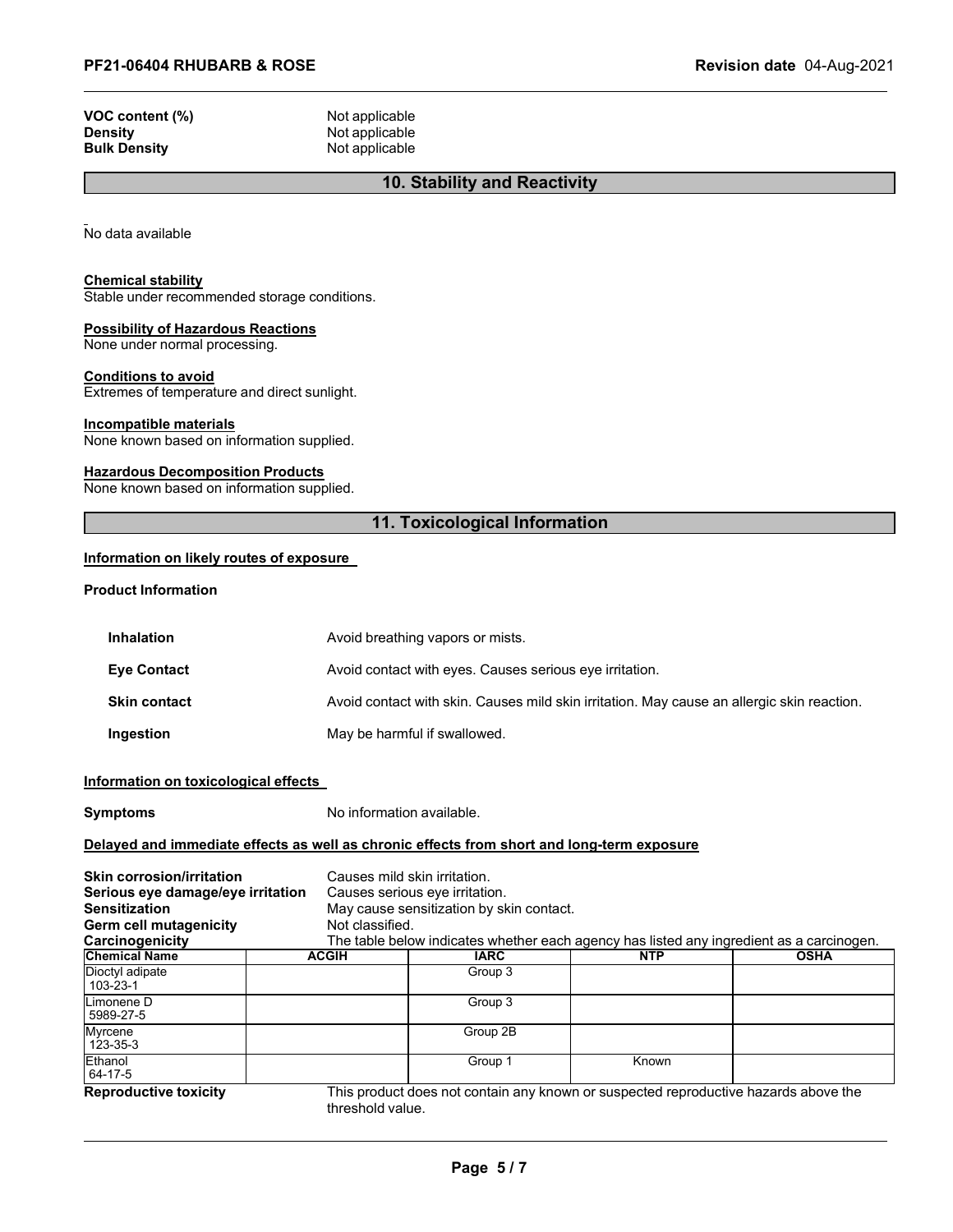**VOC content (%)** Not applicable
**Density** Not applicable
**Bulk Density** Not applicable

## 10. Stability and Reactivity

No data available

**Chemical stability**
Stable under recommended storage conditions.

**Possibility of Hazardous Reactions**
None under normal processing.

**Conditions to avoid**
Extremes of temperature and direct sunlight.

**Incompatible materials**
None known based on information supplied.

**Hazardous Decomposition Products**
None known based on information supplied.

## 11. Toxicological Information

**Information on likely routes of exposure**

**Product Information**

| | |
|---|---|
| **Inhalation** | Avoid breathing vapors or mists. |
| **Eye Contact** | Avoid contact with eyes. Causes serious eye irritation. |
| **Skin contact** | Avoid contact with skin. Causes mild skin irritation. May cause an allergic skin reaction. |
| **Ingestion** | May be harmful if swallowed. |

**Information on toxicological effects**

**Symptoms** No information available.

**Delayed and immediate effects as well as chronic effects from short and long-term exposure**

**Skin corrosion/irritation** Causes mild skin irritation.
**Serious eye damage/eye irritation** Causes serious eye irritation.
**Sensitization** May cause sensitization by skin contact.
**Germ cell mutagenicity** Not classified.
**Carcinogenicity** The table below indicates whether each agency has listed any ingredient as a carcinogen.

| Chemical Name | ACGIH | IARC | NTP | OSHA |
|---|---|---|---|---|
| Dioctyl adipate 103-23-1 | | Group 3 | | |
| Limonene D 5989-27-5 | | Group 3 | | |
| Myrcene 123-35-3 | | Group 2B | | |
| Ethanol 64-17-5 | | Group 1 | Known | |

**Reproductive toxicity** This product does not contain any known or suspected reproductive hazards above the threshold value.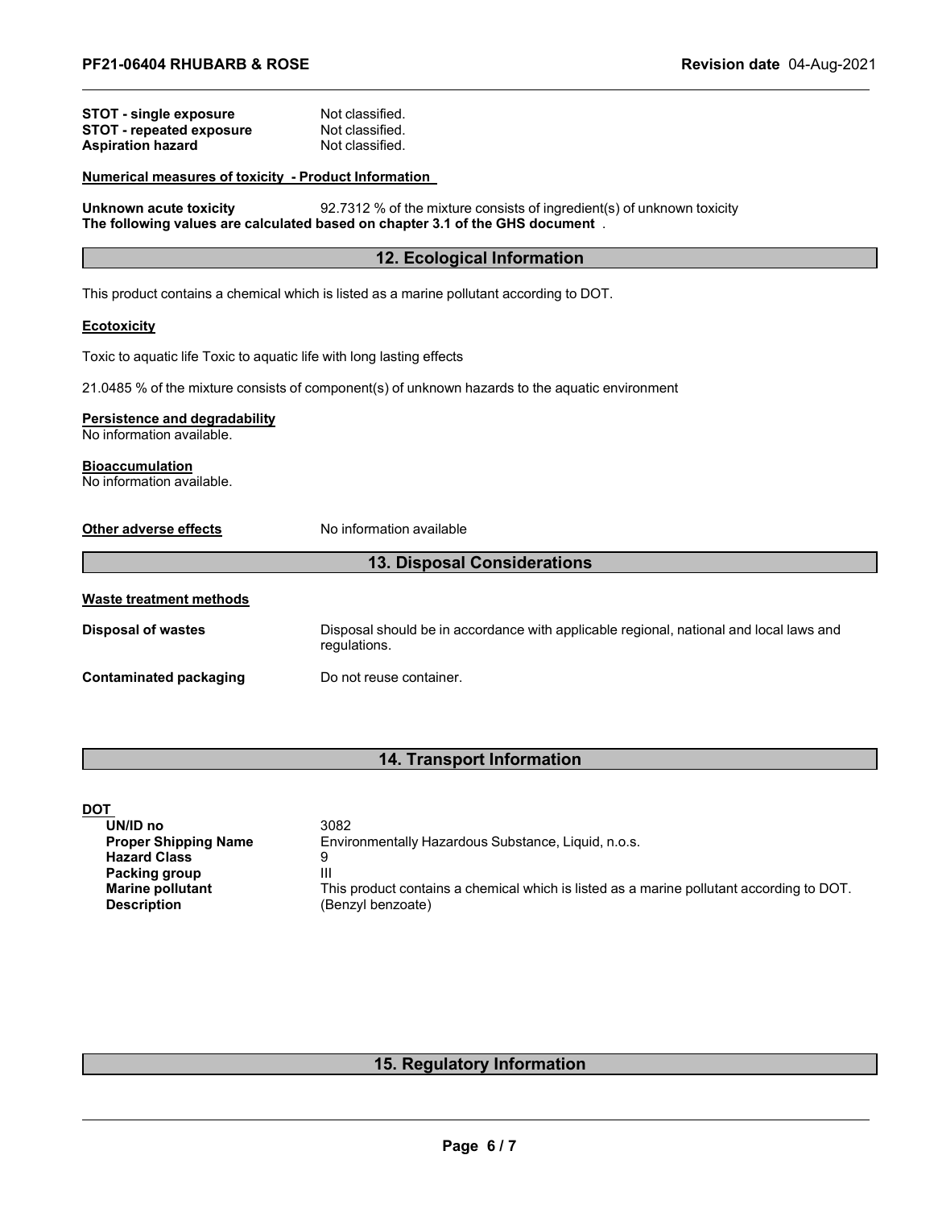| | |
|---|---|
| **STOT - single exposure** | Not classified. |
| **STOT - repeated exposure** | Not classified. |
| **Aspiration hazard** | Not classified. |

**Numerical measures of toxicity - Product Information**

**Unknown acute toxicity** 92.7312 % of the mixture consists of ingredient(s) of unknown toxicity
**The following values are calculated based on chapter 3.1 of the GHS document** .

## 12. Ecological Information

This product contains a chemical which is listed as a marine pollutant according to DOT.

**Ecotoxicity**

Toxic to aquatic life Toxic to aquatic life with long lasting effects

21.0485 % of the mixture consists of component(s) of unknown hazards to the aquatic environment

**Persistence and degradability**
No information available.

**Bioaccumulation**
No information available.

**Other adverse effects** No information available

## 13. Disposal Considerations

**Waste treatment methods**

| | |
|---|---|
| **Disposal of wastes** | Disposal should be in accordance with applicable regional, national and local laws and regulations. |
| **Contaminated packaging** | Do not reuse container. |

## 14. Transport Information

**DOT**

| | |
|---|---|
| **UN/ID no** | 3082 |
| **Proper Shipping Name** | Environmentally Hazardous Substance, Liquid, n.o.s. |
| **Hazard Class** | 9 |
| **Packing group** | III |
| **Marine pollutant** | This product contains a chemical which is listed as a marine pollutant according to DOT. |
| **Description** | (Benzyl benzoate) |

## 15. Regulatory Information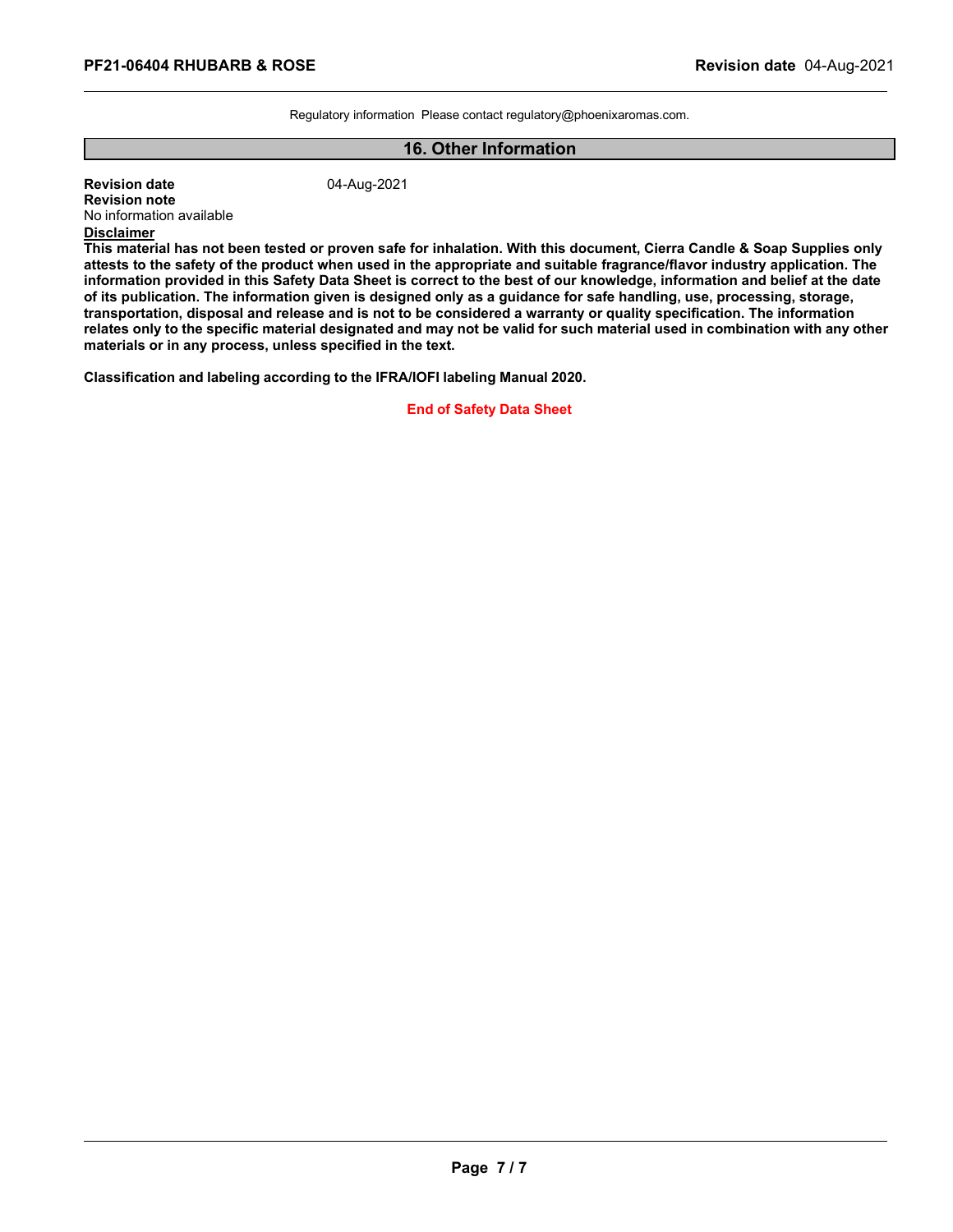Regulatory information Please contact regulatory@phoenixaromas.com.

## 16. Other Information

**Revision date** 04-Aug-2021

**Revision note**

No information available

**Disclaimer**

**This material has not been tested or proven safe for inhalation. With this document, Cierra Candle & Soap Supplies only attests to the safety of the product when used in the appropriate and suitable fragrance/flavor industry application. The information provided in this Safety Data Sheet is correct to the best of our knowledge, information and belief at the date of its publication. The information given is designed only as a guidance for safe handling, use, processing, storage, transportation, disposal and release and is not to be considered a warranty or quality specification. The information relates only to the specific material designated and may not be valid for such material used in combination with any other materials or in any process, unless specified in the text.**

**Classification and labeling according to the IFRA/IOFI labeling Manual 2020.**

**End of Safety Data Sheet**